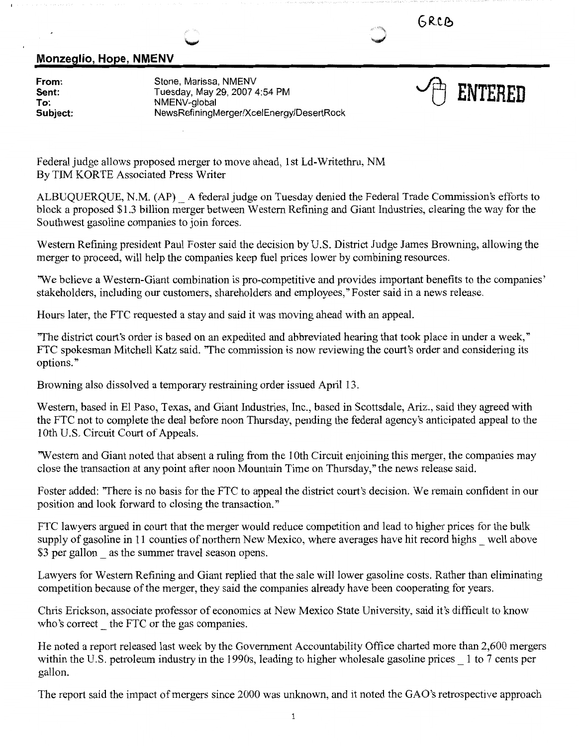GRCB

## Monzeglio, Hope, NMENV

**From:** Stone, Marissa, NMENV
**Sent:** Tuesday, May 29, 2007 4:54 PM
**To:** NMENV-global
**Subject:** NewsRefiningMerger/XcelEnergy/DesertRock

ENTERED

Federal judge allows proposed merger to move ahead, 1st Ld-Writethru, NM
By TIM KORTE Associated Press Writer

ALBUQUERQUE, N.M. (AP) _ A federal judge on Tuesday denied the Federal Trade Commission's efforts to block a proposed $1.3 billion merger between Western Refining and Giant Industries, clearing the way for the Southwest gasoline companies to join forces.

Western Refining president Paul Foster said the decision by U.S. District Judge James Browning, allowing the merger to proceed, will help the companies keep fuel prices lower by combining resources.

"We believe a Western-Giant combination is pro-competitive and provides important benefits to the companies' stakeholders, including our customers, shareholders and employees," Foster said in a news release.

Hours later, the FTC requested a stay and said it was moving ahead with an appeal.

"The district court's order is based on an expedited and abbreviated hearing that took place in under a week," FTC spokesman Mitchell Katz said. "The commission is now reviewing the court's order and considering its options."

Browning also dissolved a temporary restraining order issued April 13.

Western, based in El Paso, Texas, and Giant Industries, Inc., based in Scottsdale, Ariz., said they agreed with the FTC not to complete the deal before noon Thursday, pending the federal agency's anticipated appeal to the 10th U.S. Circuit Court of Appeals.

"Western and Giant noted that absent a ruling from the 10th Circuit enjoining this merger, the companies may close the transaction at any point after noon Mountain Time on Thursday," the news release said.

Foster added: "There is no basis for the FTC to appeal the district court's decision. We remain confident in our position and look forward to closing the transaction."

FTC lawyers argued in court that the merger would reduce competition and lead to higher prices for the bulk supply of gasoline in 11 counties of northern New Mexico, where averages have hit record highs _ well above $3 per gallon _ as the summer travel season opens.

Lawyers for Western Refining and Giant replied that the sale will lower gasoline costs. Rather than eliminating competition because of the merger, they said the companies already have been cooperating for years.

Chris Erickson, associate professor of economics at New Mexico State University, said it's difficult to know who's correct _ the FTC or the gas companies.

He noted a report released last week by the Government Accountability Office charted more than 2,600 mergers within the U.S. petroleum industry in the 1990s, leading to higher wholesale gasoline prices _ 1 to 7 cents per gallon.

The report said the impact of mergers since 2000 was unknown, and it noted the GAO's retrospective approach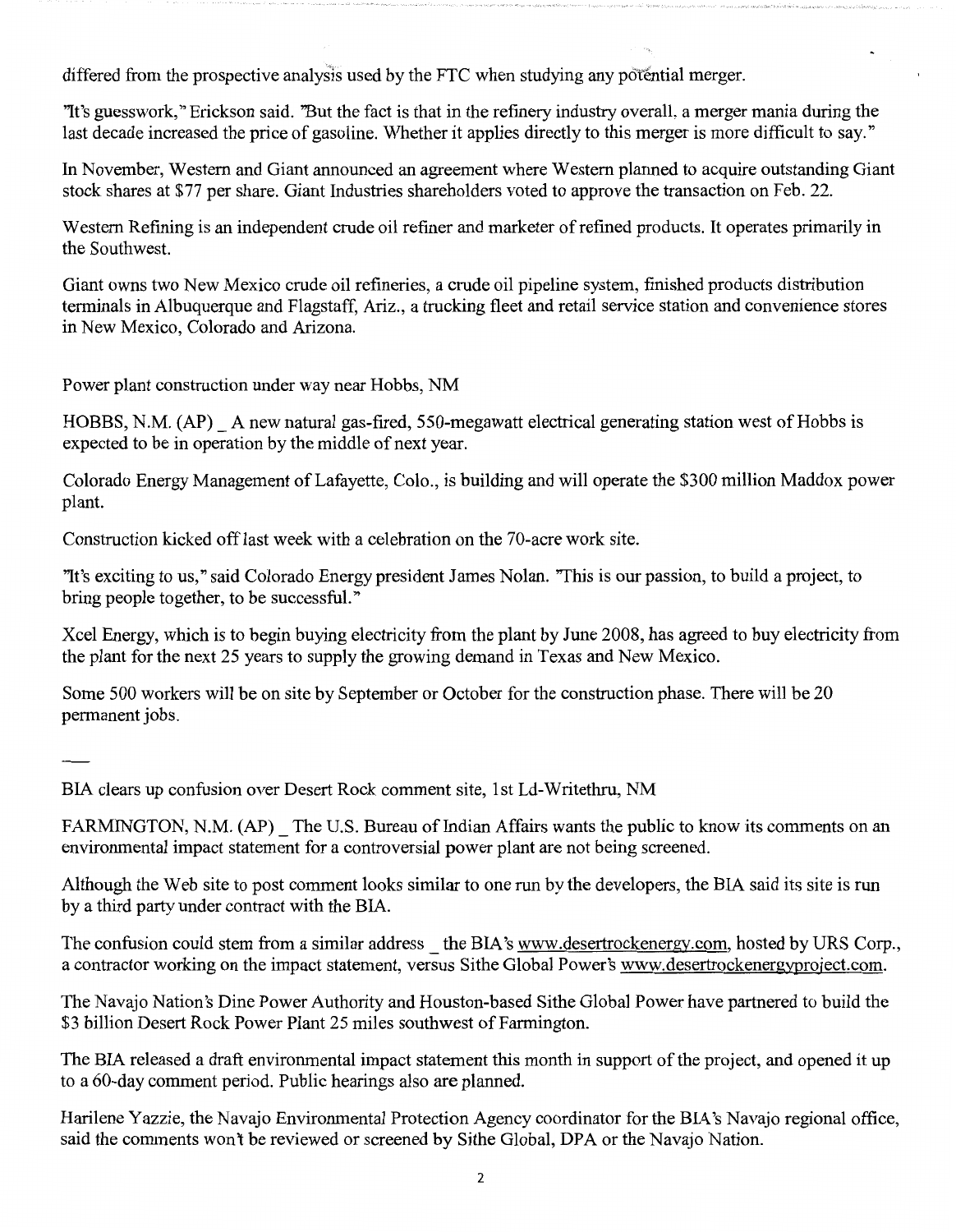differed from the prospective analysis used by the FTC when studying any potential merger.

"It's guesswork," Erickson said. "But the fact is that in the refinery industry overall, a merger mania during the last decade increased the price of gasoline. Whether it applies directly to this merger is more difficult to say."

In November, Western and Giant announced an agreement where Western planned to acquire outstanding Giant stock shares at $77 per share. Giant Industries shareholders voted to approve the transaction on Feb. 22.

Western Refining is an independent crude oil refiner and marketer of refined products. It operates primarily in the Southwest.

Giant owns two New Mexico crude oil refineries, a crude oil pipeline system, finished products distribution terminals in Albuquerque and Flagstaff, Ariz., a trucking fleet and retail service station and convenience stores in New Mexico, Colorado and Arizona.

Power plant construction under way near Hobbs, NM

HOBBS, N.M. (AP) _ A new natural gas-fired, 550-megawatt electrical generating station west of Hobbs is expected to be in operation by the middle of next year.

Colorado Energy Management of Lafayette, Colo., is building and will operate the $300 million Maddox power plant.

Construction kicked off last week with a celebration on the 70-acre work site.

"It's exciting to us," said Colorado Energy president James Nolan. "This is our passion, to build a project, to bring people together, to be successful."

Xcel Energy, which is to begin buying electricity from the plant by June 2008, has agreed to buy electricity from the plant for the next 25 years to supply the growing demand in Texas and New Mexico.

Some 500 workers will be on site by September or October for the construction phase. There will be 20 permanent jobs.

---

BIA clears up confusion over Desert Rock comment site, 1st Ld-Writethru, NM

FARMINGTON, N.M. (AP) _ The U.S. Bureau of Indian Affairs wants the public to know its comments on an environmental impact statement for a controversial power plant are not being screened.

Although the Web site to post comment looks similar to one run by the developers, the BIA said its site is run by a third party under contract with the BIA.

The confusion could stem from a similar address _ the BIA's www.desertrockenergy.com, hosted by URS Corp., a contractor working on the impact statement, versus Sithe Global Power's www.desertrockenergyproject.com.

The Navajo Nation's Dine Power Authority and Houston-based Sithe Global Power have partnered to build the $3 billion Desert Rock Power Plant 25 miles southwest of Farmington.

The BIA released a draft environmental impact statement this month in support of the project, and opened it up to a 60-day comment period. Public hearings also are planned.

Harilene Yazzie, the Navajo Environmental Protection Agency coordinator for the BIA's Navajo regional office, said the comments won't be reviewed or screened by Sithe Global, DPA or the Navajo Nation.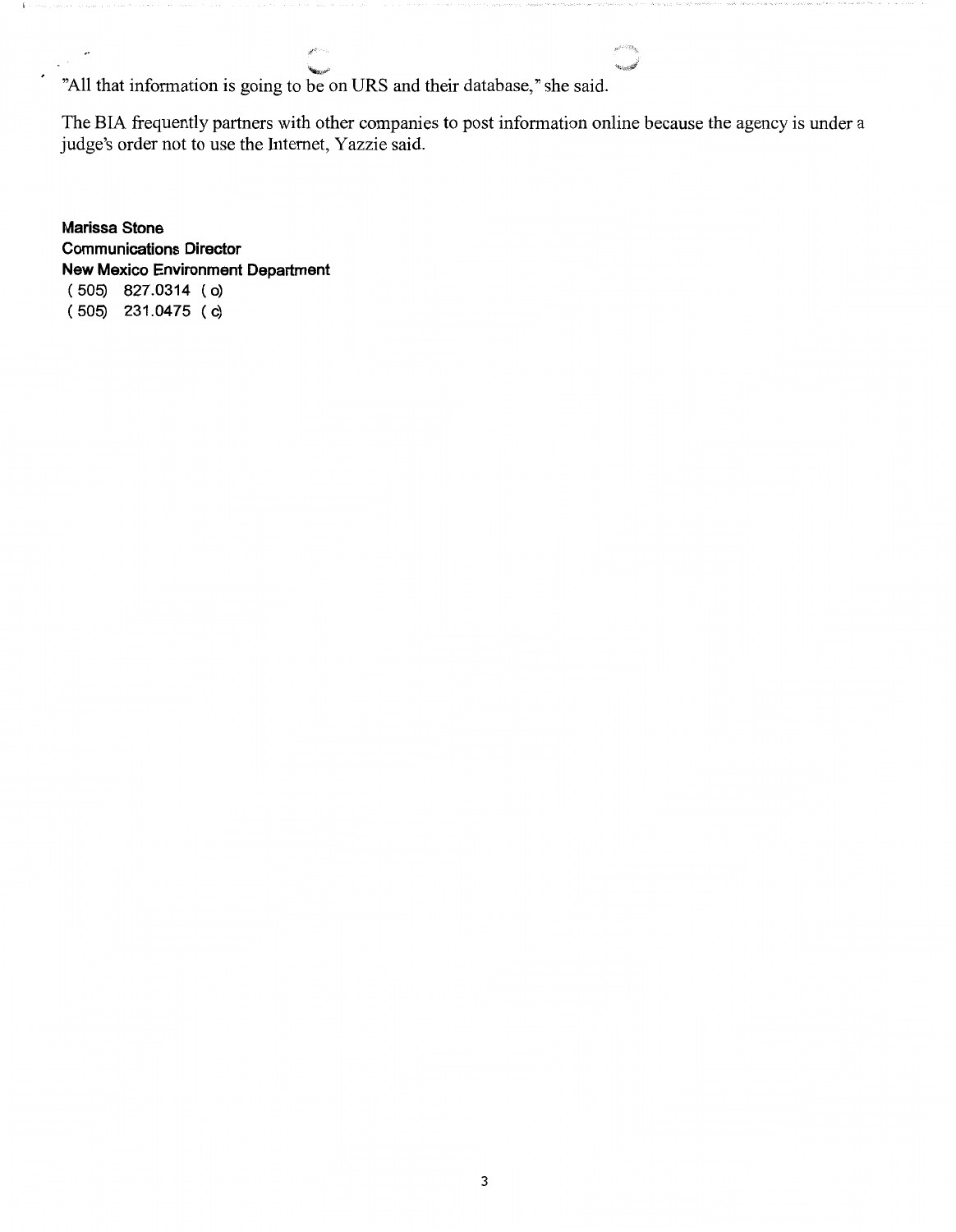"All that information is going to be on URS and their database," she said.

The BIA frequently partners with other companies to post information online because the agency is under a judge's order not to use the Internet, Yazzie said.

**Marissa Stone**
**Communications Director**
**New Mexico Environment Department**
(505) 827.0314 (o)
(505) 231.0475 (c)